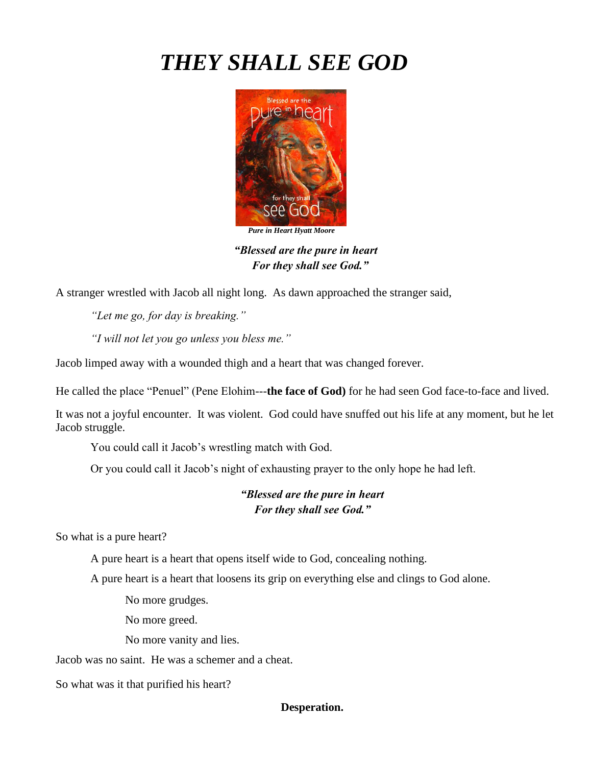# *THEY SHALL SEE GOD*

***Pure in Heart Hyatt Moore***

***"Blessed are the pure in heart  
For they shall see God."***

A stranger wrestled with Jacob all night long. As dawn approached the stranger said,

> *"Let me go, for day is breaking."*
>
> *"I will not let you go unless you bless me."*

Jacob limped away with a wounded thigh and a heart that was changed forever.

He called the place "Penuel" (Pene Elohim---**the face of God)** for he had seen God face-to-face and lived.

It was not a joyful encounter. It was violent. God could have snuffed out his life at any moment, but he let Jacob struggle.

> You could call it Jacob's wrestling match with God.
>
> Or you could call it Jacob's night of exhausting prayer to the only hope he had left.

***"Blessed are the pure in heart  
For they shall see God."***

So what is a pure heart?

> A pure heart is a heart that opens itself wide to God, concealing nothing.
>
> A pure heart is a heart that loosens its grip on everything else and clings to God alone.
>
> > No more grudges.
> >
> > No more greed.
> >
> > No more vanity and lies.

Jacob was no saint. He was a schemer and a cheat.

So what was it that purified his heart?

**Desperation.**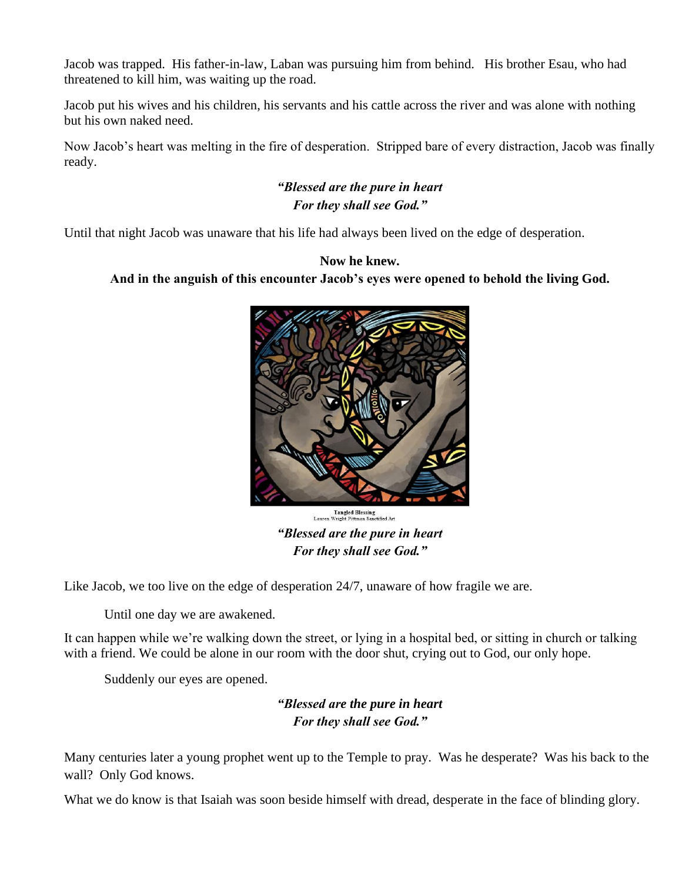Jacob was trapped. His father-in-law, Laban was pursuing him from behind. His brother Esau, who had threatened to kill him, was waiting up the road.

Jacob put his wives and his children, his servants and his cattle across the river and was alone with nothing but his own naked need.

Now Jacob's heart was melting in the fire of desperation. Stripped bare of every distraction, Jacob was finally ready.

***"Blessed are the pure in heart***  
***For they shall see God."***

Until that night Jacob was unaware that his life had always been lived on the edge of desperation.

**Now he knew.**  
**And in the anguish of this encounter Jacob's eyes were opened to behold the living God.**

Tangled Blessing  
Lauren Wright Pittman Sanctified Art

***"Blessed are the pure in heart***  
***For they shall see God."***

Like Jacob, we too live on the edge of desperation 24/7, unaware of how fragile we are.

Until one day we are awakened.

It can happen while we're walking down the street, or lying in a hospital bed, or sitting in church or talking with a friend. We could be alone in our room with the door shut, crying out to God, our only hope.

Suddenly our eyes are opened.

***"Blessed are the pure in heart***  
***For they shall see God."***

Many centuries later a young prophet went up to the Temple to pray. Was he desperate? Was his back to the wall? Only God knows.

What we do know is that Isaiah was soon beside himself with dread, desperate in the face of blinding glory.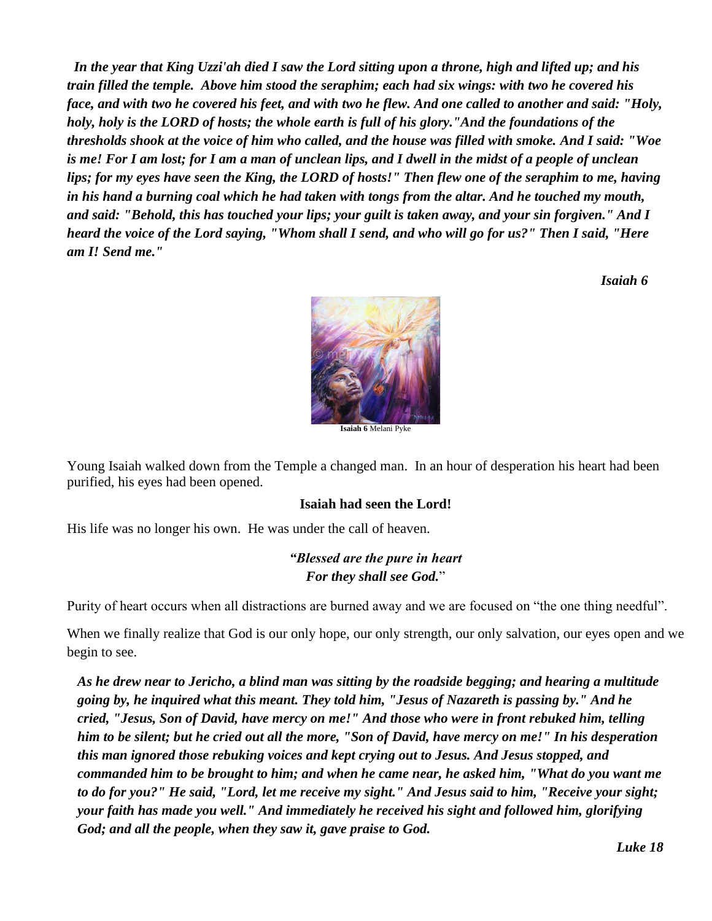***In the year that King Uzzi'ah died I saw the Lord sitting upon a throne, high and lifted up; and his train filled the temple. Above him stood the seraphim; each had six wings: with two he covered his face, and with two he covered his feet, and with two he flew. And one called to another and said: "Holy, holy, holy is the LORD of hosts; the whole earth is full of his glory."And the foundations of the thresholds shook at the voice of him who called, and the house was filled with smoke. And I said: "Woe is me! For I am lost; for I am a man of unclean lips, and I dwell in the midst of a people of unclean lips; for my eyes have seen the King, the LORD of hosts!" Then flew one of the seraphim to me, having in his hand a burning coal which he had taken with tongs from the altar. And he touched my mouth, and said: "Behold, this has touched your lips; your guilt is taken away, and your sin forgiven." And I heard the voice of the Lord saying, "Whom shall I send, and who will go for us?" Then I said, "Here am I! Send me."***

***Isaiah 6***

**Isaiah 6** Melani Pyke

Young Isaiah walked down from the Temple a changed man. In an hour of desperation his heart had been purified, his eyes had been opened.

**Isaiah had seen the Lord!**

His life was no longer his own. He was under the call of heaven.

***"Blessed are the pure in heart***
***For they shall see God.***"

Purity of heart occurs when all distractions are burned away and we are focused on "the one thing needful".

When we finally realize that God is our only hope, our only strength, our only salvation, our eyes open and we begin to see.

***As he drew near to Jericho, a blind man was sitting by the roadside begging; and hearing a multitude going by, he inquired what this meant. They told him, "Jesus of Nazareth is passing by." And he cried, "Jesus, Son of David, have mercy on me!" And those who were in front rebuked him, telling him to be silent; but he cried out all the more, "Son of David, have mercy on me!" In his desperation this man ignored those rebuking voices and kept crying out to Jesus. And Jesus stopped, and commanded him to be brought to him; and when he came near, he asked him, "What do you want me to do for you?" He said, "Lord, let me receive my sight." And Jesus said to him, "Receive your sight; your faith has made you well." And immediately he received his sight and followed him, glorifying God; and all the people, when they saw it, gave praise to God.***

***Luke 18***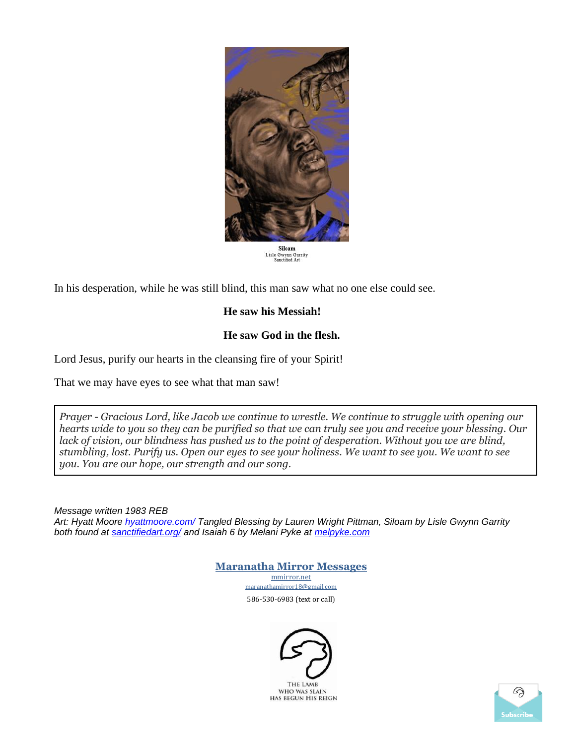**Siloam**
Lisle Gwynn Garrity
Sanctified Art

In his desperation, while he was still blind, this man saw what no one else could see.

**He saw his Messiah!**

**He saw God in the flesh.**

Lord Jesus, purify our hearts in the cleansing fire of your Spirit!

That we may have eyes to see what that man saw!

> *Prayer - Gracious Lord, like Jacob we continue to wrestle. We continue to struggle with opening our hearts wide to you so they can be purified so that we can truly see you and receive your blessing. Our lack of vision, our blindness has pushed us to the point of desperation. Without you we are blind, stumbling, lost. Purify us. Open our eyes to see your holiness. We want to see you. We want to see you. You are our hope, our strength and our song.*

*Message written 1983 REB*
*Art: Hyatt Moore [hyattmoore.com/](hyattmoore.com/) Tangled Blessing by Lauren Wright Pittman, Siloam by Lisle Gwynn Garrity both found at [sanctifiedart.org/](sanctifiedart.org/) and Isaiah 6 by Melani Pyke at [melpyke.com](melpyke.com)*

**Maranatha Mirror Messages**
mmirror.net
maranathamirror18@gmail.com
586-530-6983 (text or call)

THE LAMB
WHO WAS SLAIN
HAS BEGUN HIS REIGN

Subscribe